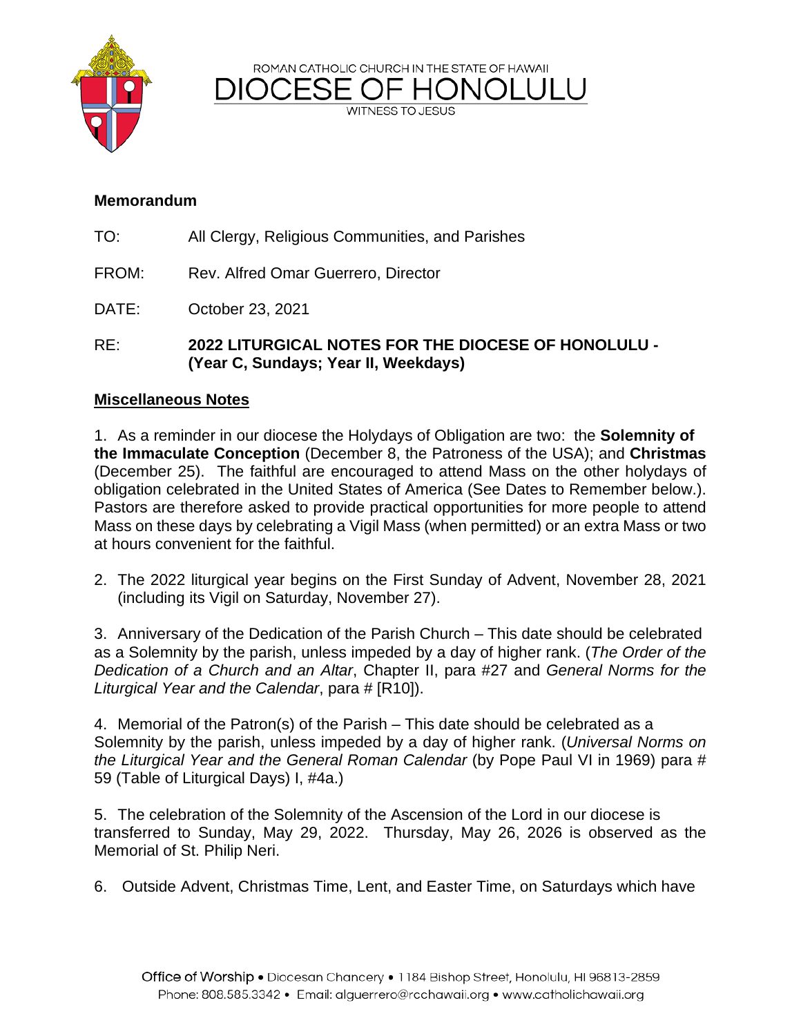ROMAN CATHOLIC CHURCH IN THE STATE OF HAWAII

# DIOCESE OF HONOLULU

WITNESS TO JESUS

**Memorandum**

TO: All Clergy, Religious Communities, and Parishes

FROM: Rev. Alfred Omar Guerrero, Director

DATE: October 23, 2021

RE: **2022 LITURGICAL NOTES FOR THE DIOCESE OF HONOLULU - (Year C, Sundays; Year II, Weekdays)**

## Miscellaneous Notes

1. As a reminder in our diocese the Holydays of Obligation are two: the **Solemnity of the Immaculate Conception** (December 8, the Patroness of the USA); and **Christmas** (December 25). The faithful are encouraged to attend Mass on the other holydays of obligation celebrated in the United States of America (See Dates to Remember below.). Pastors are therefore asked to provide practical opportunities for more people to attend Mass on these days by celebrating a Vigil Mass (when permitted) or an extra Mass or two at hours convenient for the faithful.

2. The 2022 liturgical year begins on the First Sunday of Advent, November 28, 2021 (including its Vigil on Saturday, November 27).

3. Anniversary of the Dedication of the Parish Church – This date should be celebrated as a Solemnity by the parish, unless impeded by a day of higher rank. (*The Order of the Dedication of a Church and an Altar*, Chapter II, para #27 and *General Norms for the Liturgical Year and the Calendar*, para # [R10]).

4. Memorial of the Patron(s) of the Parish – This date should be celebrated as a Solemnity by the parish, unless impeded by a day of higher rank. (*Universal Norms on the Liturgical Year and the General Roman Calendar* (by Pope Paul VI in 1969) para # 59 (Table of Liturgical Days) I, #4a.)

5. The celebration of the Solemnity of the Ascension of the Lord in our diocese is transferred to Sunday, May 29, 2022. Thursday, May 26, 2026 is observed as the Memorial of St. Philip Neri.

6. Outside Advent, Christmas Time, Lent, and Easter Time, on Saturdays which have

Office of Worship • Diocesan Chancery • 1184 Bishop Street, Honolulu, HI 96813-2859
Phone: 808.585.3342 • Email: alguerrero@rcchawaii.org • www.catholichawaii.org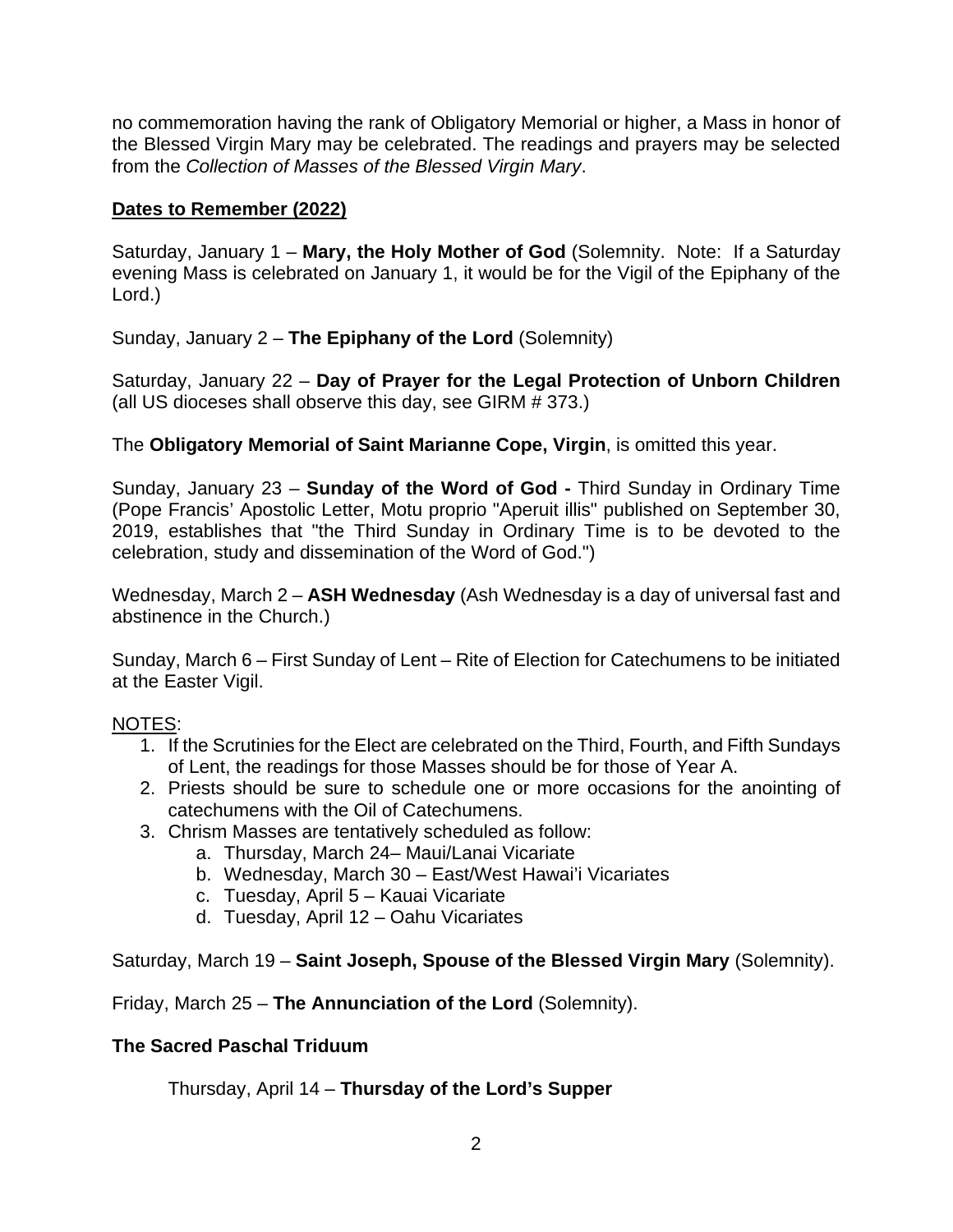no commemoration having the rank of Obligatory Memorial or higher, a Mass in honor of the Blessed Virgin Mary may be celebrated. The readings and prayers may be selected from the *Collection of Masses of the Blessed Virgin Mary*.

**Dates to Remember (2022)**

Saturday, January 1 – **Mary, the Holy Mother of God** (Solemnity. Note: If a Saturday evening Mass is celebrated on January 1, it would be for the Vigil of the Epiphany of the Lord.)

Sunday, January 2 – **The Epiphany of the Lord** (Solemnity)

Saturday, January 22 – **Day of Prayer for the Legal Protection of Unborn Children** (all US dioceses shall observe this day, see GIRM # 373.)

The **Obligatory Memorial of Saint Marianne Cope, Virgin**, is omitted this year.

Sunday, January 23 – **Sunday of the Word of God -** Third Sunday in Ordinary Time (Pope Francis' Apostolic Letter, Motu proprio "Aperuit illis" published on September 30, 2019, establishes that "the Third Sunday in Ordinary Time is to be devoted to the celebration, study and dissemination of the Word of God.")

Wednesday, March 2 – **ASH Wednesday** (Ash Wednesday is a day of universal fast and abstinence in the Church.)

Sunday, March 6 – First Sunday of Lent – Rite of Election for Catechumens to be initiated at the Easter Vigil.

NOTES:

1. If the Scrutinies for the Elect are celebrated on the Third, Fourth, and Fifth Sundays of Lent, the readings for those Masses should be for those of Year A.
2. Priests should be sure to schedule one or more occasions for the anointing of catechumens with the Oil of Catechumens.
3. Chrism Masses are tentatively scheduled as follow:
    a. Thursday, March 24– Maui/Lanai Vicariate
    b. Wednesday, March 30 – East/West Hawai'i Vicariates
    c. Tuesday, April 5 – Kauai Vicariate
    d. Tuesday, April 12 – Oahu Vicariates

Saturday, March 19 – **Saint Joseph, Spouse of the Blessed Virgin Mary** (Solemnity).

Friday, March 25 – **The Annunciation of the Lord** (Solemnity).

**The Sacred Paschal Triduum**

Thursday, April 14 – **Thursday of the Lord's Supper**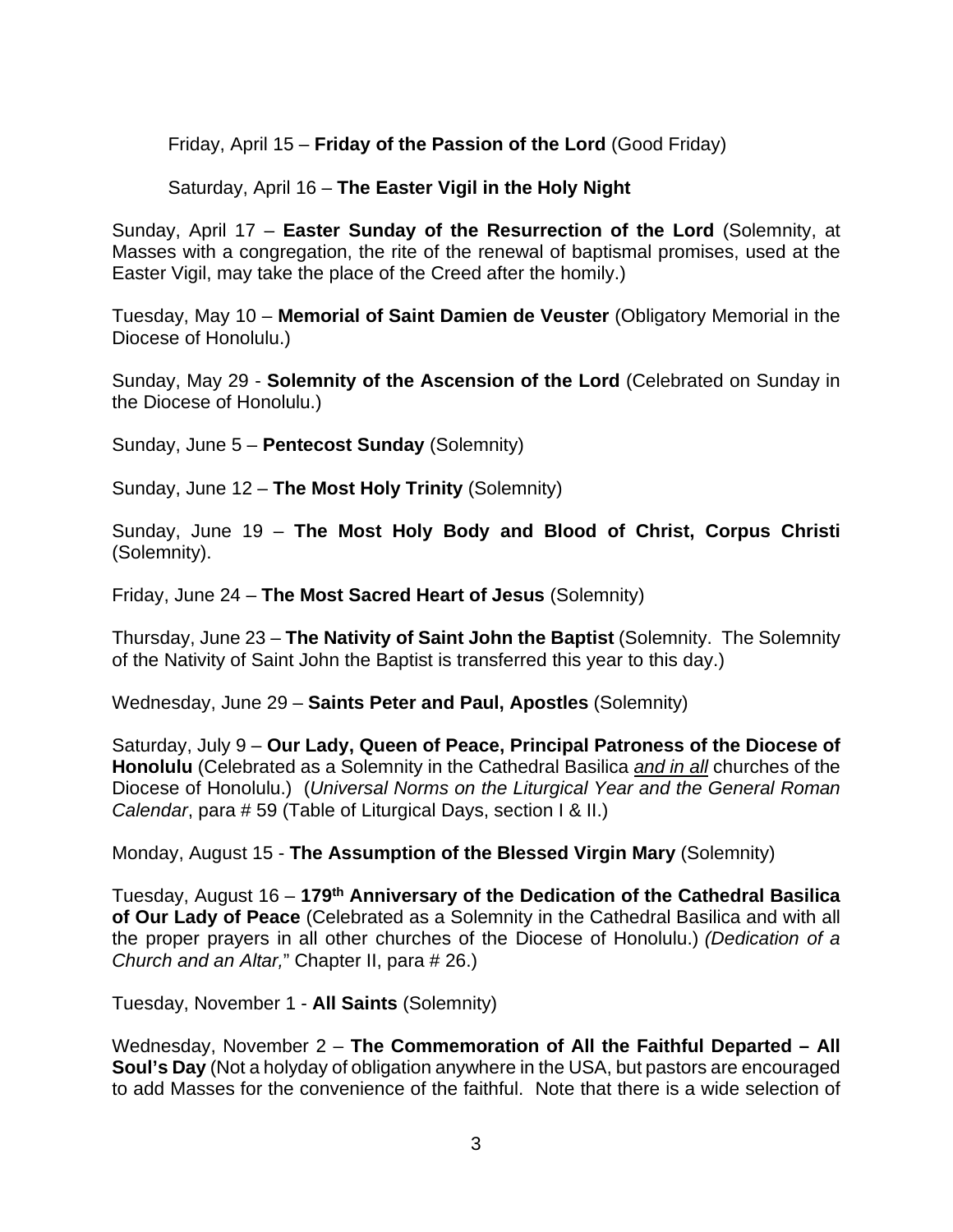Friday, April 15 – **Friday of the Passion of the Lord** (Good Friday)

Saturday, April 16 – **The Easter Vigil in the Holy Night**

Sunday, April 17 – **Easter Sunday of the Resurrection of the Lord** (Solemnity, at Masses with a congregation, the rite of the renewal of baptismal promises, used at the Easter Vigil, may take the place of the Creed after the homily.)

Tuesday, May 10 – **Memorial of Saint Damien de Veuster** (Obligatory Memorial in the Diocese of Honolulu.)

Sunday, May 29 - **Solemnity of the Ascension of the Lord** (Celebrated on Sunday in the Diocese of Honolulu.)

Sunday, June 5 – **Pentecost Sunday** (Solemnity)

Sunday, June 12 – **The Most Holy Trinity** (Solemnity)

Sunday, June 19 – **The Most Holy Body and Blood of Christ, Corpus Christi** (Solemnity).

Friday, June 24 – **The Most Sacred Heart of Jesus** (Solemnity)

Thursday, June 23 – **The Nativity of Saint John the Baptist** (Solemnity. The Solemnity of the Nativity of Saint John the Baptist is transferred this year to this day.)

Wednesday, June 29 – **Saints Peter and Paul, Apostles** (Solemnity)

Saturday, July 9 – **Our Lady, Queen of Peace, Principal Patroness of the Diocese of Honolulu** (Celebrated as a Solemnity in the Cathedral Basilica ***and in all*** churches of the Diocese of Honolulu.) (*Universal Norms on the Liturgical Year and the General Roman Calendar*, para # 59 (Table of Liturgical Days, section I & II.)

Monday, August 15 - **The Assumption of the Blessed Virgin Mary** (Solemnity)

Tuesday, August 16 – **179th Anniversary of the Dedication of the Cathedral Basilica of Our Lady of Peace** (Celebrated as a Solemnity in the Cathedral Basilica and with all the proper prayers in all other churches of the Diocese of Honolulu.) *(Dedication of a Church and an Altar,*" Chapter II, para # 26.)

Tuesday, November 1 - **All Saints** (Solemnity)

Wednesday, November 2 – **The Commemoration of All the Faithful Departed – All Soul's Day** (Not a holyday of obligation anywhere in the USA, but pastors are encouraged to add Masses for the convenience of the faithful. Note that there is a wide selection of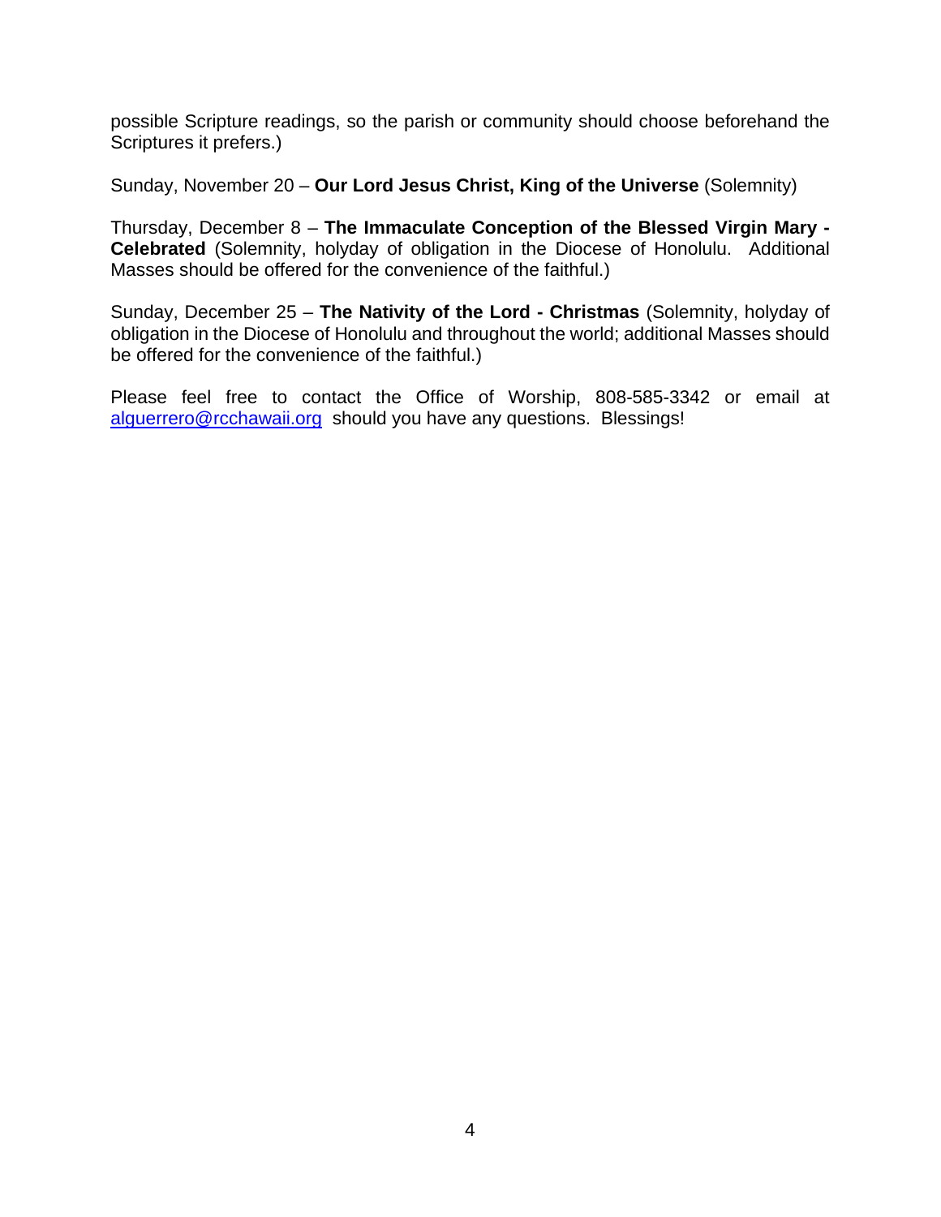possible Scripture readings, so the parish or community should choose beforehand the Scriptures it prefers.)

Sunday, November 20 – **Our Lord Jesus Christ, King of the Universe** (Solemnity)

Thursday, December 8 – **The Immaculate Conception of the Blessed Virgin Mary - Celebrated** (Solemnity, holyday of obligation in the Diocese of Honolulu. Additional Masses should be offered for the convenience of the faithful.)

Sunday, December 25 – **The Nativity of the Lord - Christmas** (Solemnity, holyday of obligation in the Diocese of Honolulu and throughout the world; additional Masses should be offered for the convenience of the faithful.)

Please feel free to contact the Office of Worship, 808-585-3342 or email at alguerrero@rcchawaii.org should you have any questions. Blessings!